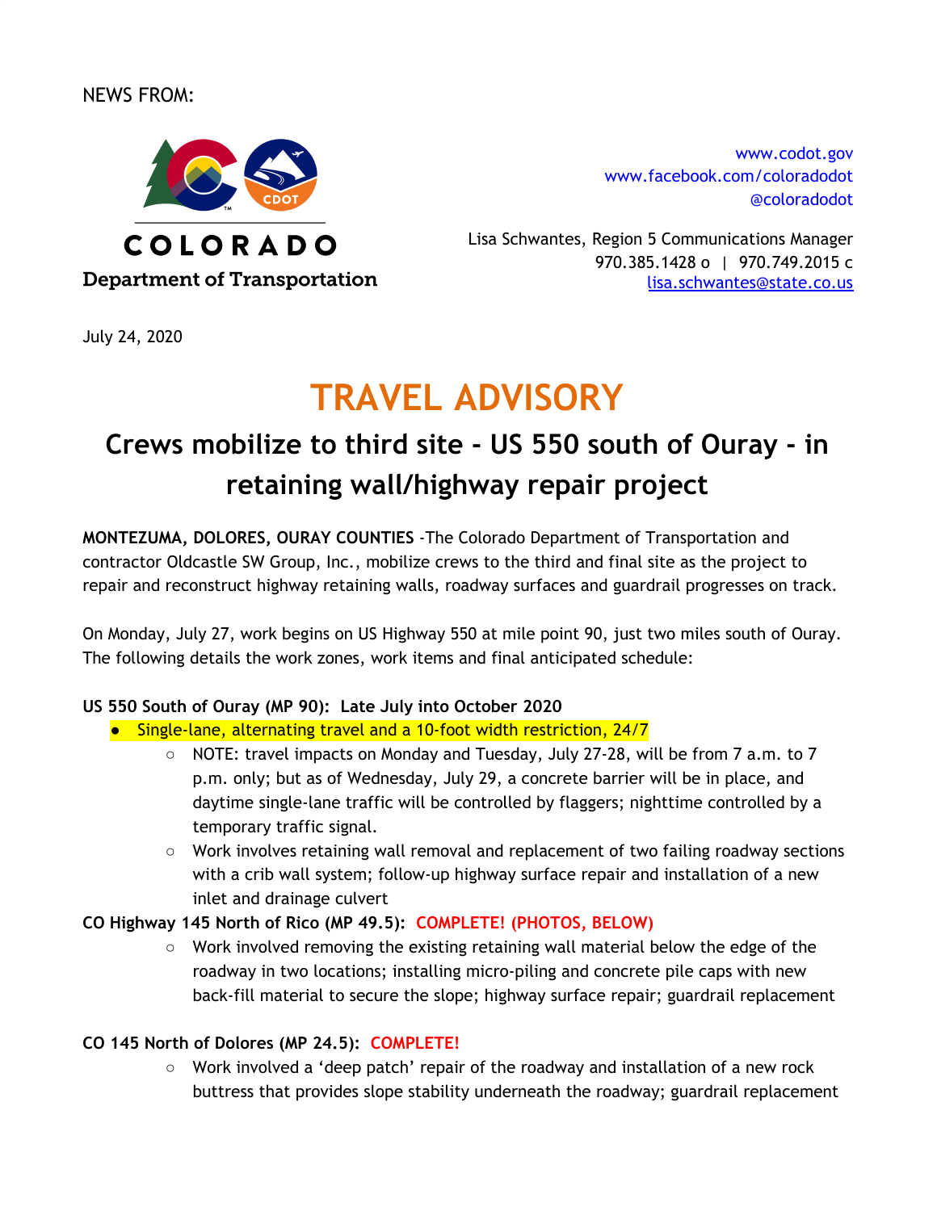NEWS FROM:

COLORADO
Department of Transportation

www.codot.gov
www.facebook.com/coloradodot
@coloradodot

Lisa Schwantes, Region 5 Communications Manager
970.385.1428 o | 970.749.2015 c
lisa.schwantes@state.co.us

July 24, 2020

# TRAVEL ADVISORY

## Crews mobilize to third site - US 550 south of Ouray - in retaining wall/highway repair project

**MONTEZUMA, DOLORES, OURAY COUNTIES** -The Colorado Department of Transportation and contractor Oldcastle SW Group, Inc., mobilize crews to the third and final site as the project to repair and reconstruct highway retaining walls, roadway surfaces and guardrail progresses on track.

On Monday, July 27, work begins on US Highway 550 at mile point 90, just two miles south of Ouray. The following details the work zones, work items and final anticipated schedule:

**US 550 South of Ouray (MP 90): Late July into October 2020**

- Single-lane, alternating travel and a 10-foot width restriction, 24/7
    - NOTE: travel impacts on Monday and Tuesday, July 27-28, will be from 7 a.m. to 7 p.m. only; but as of Wednesday, July 29, a concrete barrier will be in place, and daytime single-lane traffic will be controlled by flaggers; nighttime controlled by a temporary traffic signal.
    - Work involves retaining wall removal and replacement of two failing roadway sections with a crib wall system; follow-up highway surface repair and installation of a new inlet and drainage culvert

**CO Highway 145 North of Rico (MP 49.5): COMPLETE! (PHOTOS, BELOW)**

- Work involved removing the existing retaining wall material below the edge of the roadway in two locations; installing micro-piling and concrete pile caps with new back-fill material to secure the slope; highway surface repair; guardrail replacement

**CO 145 North of Dolores (MP 24.5): COMPLETE!**

- Work involved a 'deep patch' repair of the roadway and installation of a new rock buttress that provides slope stability underneath the roadway; guardrail replacement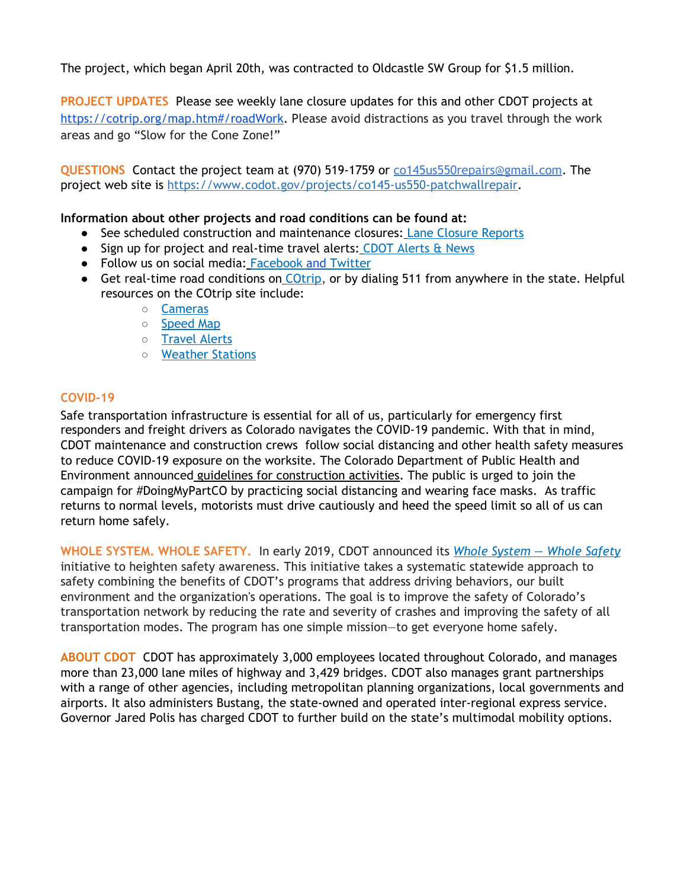The project, which began April 20th, was contracted to Oldcastle SW Group for $1.5 million.

**PROJECT UPDATES** Please see weekly lane closure updates for this and other CDOT projects at [https://cotrip.org/map.htm#/roadWork](https://cotrip.org/map.htm#/roadWork). Please avoid distractions as you travel through the work areas and go "Slow for the Cone Zone!"

**QUESTIONS** Contact the project team at (970) 519-1759 or [co145us550repairs@gmail.com](mailto:co145us550repairs@gmail.com). The project web site is [https://www.codot.gov/projects/co145-us550-patchwallrepair](https://www.codot.gov/projects/co145-us550-patchwallrepair).

**Information about other projects and road conditions can be found at:**

- See scheduled construction and maintenance closures: Lane Closure Reports
- Sign up for project and real-time travel alerts: CDOT Alerts & News
- Follow us on social media: Facebook and Twitter
- Get real-time road conditions on COtrip, or by dialing 511 from anywhere in the state. Helpful resources on the COtrip site include:
  - Cameras
  - Speed Map
  - Travel Alerts
  - Weather Stations

**COVID-19**

Safe transportation infrastructure is essential for all of us, particularly for emergency first responders and freight drivers as Colorado navigates the COVID-19 pandemic. With that in mind, CDOT maintenance and construction crews follow social distancing and other health safety measures to reduce COVID-19 exposure on the worksite. The Colorado Department of Public Health and Environment announced guidelines for construction activities. The public is urged to join the campaign for #DoingMyPartCO by practicing social distancing and wearing face masks. As traffic returns to normal levels, motorists must drive cautiously and heed the speed limit so all of us can return home safely.

**WHOLE SYSTEM. WHOLE SAFETY.** In early 2019, CDOT announced its *Whole System — Whole Safety* initiative to heighten safety awareness. This initiative takes a systematic statewide approach to safety combining the benefits of CDOT's programs that address driving behaviors, our built environment and the organization's operations. The goal is to improve the safety of Colorado's transportation network by reducing the rate and severity of crashes and improving the safety of all transportation modes. The program has one simple mission—to get everyone home safely.

**ABOUT CDOT** CDOT has approximately 3,000 employees located throughout Colorado, and manages more than 23,000 lane miles of highway and 3,429 bridges. CDOT also manages grant partnerships with a range of other agencies, including metropolitan planning organizations, local governments and airports. It also administers Bustang, the state-owned and operated inter-regional express service. Governor Jared Polis has charged CDOT to further build on the state's multimodal mobility options.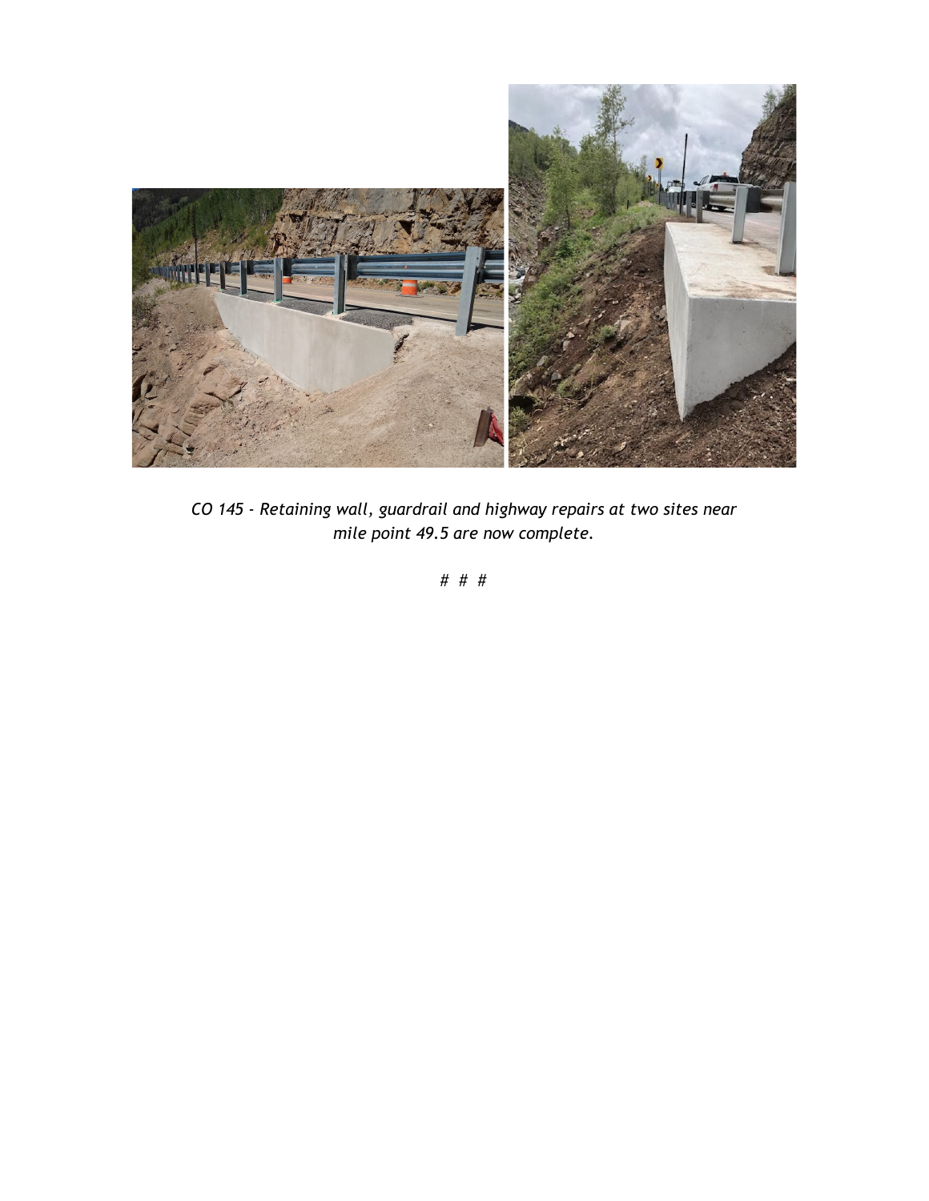*CO 145 - Retaining wall, guardrail and highway repairs at two sites near mile point 49.5 are now complete.*

*# # #*